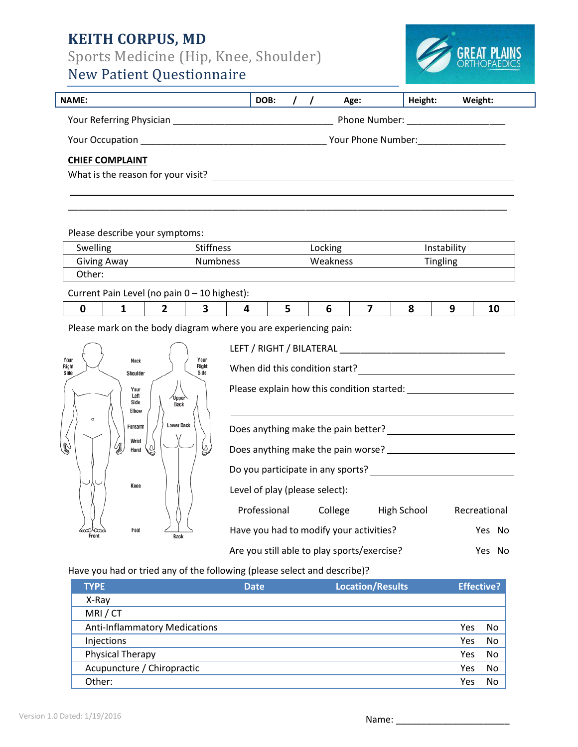# KEITH CORPUS, MD

## Sports Medicine (Hip, Knee, Shoulder)

## New Patient Questionnaire

GREAT PLAINS ORTHOPAEDICS

| NAME: | DOB: / / | Age: | Height: | Weight: |
|---|---|---|---|---|

Your Referring Physician _______________________________ Phone Number: ___________________

Your Occupation ____________________________________ Your Phone Number:________________

**CHIEF COMPLAINT**

What is the reason for your visit? ___________________________________________________________

______________________________________________________________________________________

______________________________________________________________________________________

Please describe your symptoms:

| Swelling | Stiffness | Locking | Instability |
|---|---|---|---|
| Giving Away | Numbness | Weakness | Tingling |
| Other: | | | |

Current Pain Level (no pain 0 – 10 highest):

| 0 | 1 | 2 | 3 | 4 | 5 | 6 | 7 | 8 | 9 | 10 |
|---|---|---|---|---|---|---|---|---|---|---|

Please mark on the body diagram where you are experiencing pain:

Your Right Side, Neck, Shoulder, Your Left Side, Elbow, Forearm, Wrist, Hand, Knee, Foot, Front, Your Right Side, Upper Back, Lower Back, Back

LEFT / RIGHT / BILATERAL _________________________________

When did this condition start? ______________________________

Please explain how this condition started: ____________________

_________________________________________________________

Does anything make the pain better? ________________________

Does anything make the pain worse? ________________________

Do you participate in any sports? __________________________

Level of play (please select):

Professional College High School Recreational

Have you had to modify your activities? Yes No

Are you still able to play sports/exercise? Yes No

Have you had or tried any of the following (please select and describe)?

| TYPE | Date | Location/Results | Effective? |
|---|---|---|---|
| X-Ray | | | |
| MRI / CT | | | |
| Anti-Inflammatory Medications | | | Yes No |
| Injections | | | Yes No |
| Physical Therapy | | | Yes No |
| Acupuncture / Chiropractic | | | Yes No |
| Other: | | | Yes No |

Version 1.0 Dated: 1/19/2016

Name: ______________________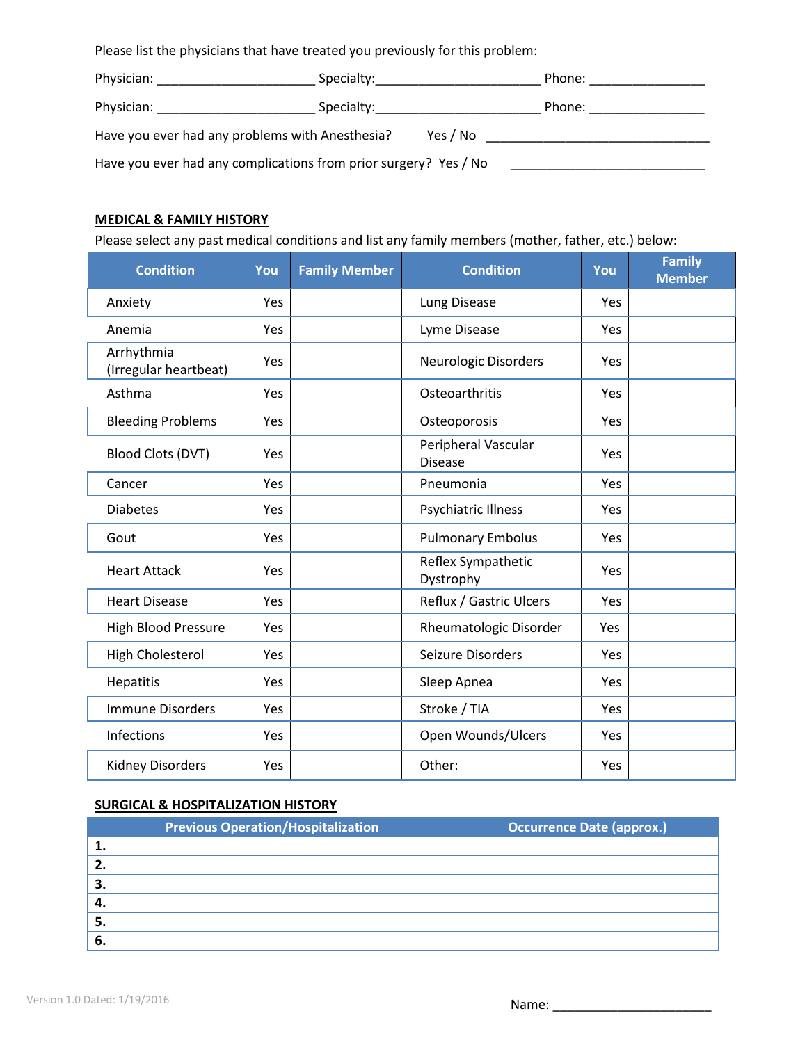Please list the physicians that have treated you previously for this problem:

Physician: ______________________ Specialty:_______________________ Phone: ________________

Physician: ______________________ Specialty:_______________________ Phone: ________________

Have you ever had any problems with Anesthesia? Yes / No ________________________________

Have you ever had any complications from prior surgery? Yes / No ____________________________

## MEDICAL & FAMILY HISTORY

Please select any past medical conditions and list any family members (mother, father, etc.) below:

| Condition | You | Family Member | Condition | You | Family Member |
|---|---|---|---|---|---|
| Anxiety | Yes | | Lung Disease | Yes | |
| Anemia | Yes | | Lyme Disease | Yes | |
| Arrhythmia (Irregular heartbeat) | Yes | | Neurologic Disorders | Yes | |
| Asthma | Yes | | Osteoarthritis | Yes | |
| Bleeding Problems | Yes | | Osteoporosis | Yes | |
| Blood Clots (DVT) | Yes | | Peripheral Vascular Disease | Yes | |
| Cancer | Yes | | Pneumonia | Yes | |
| Diabetes | Yes | | Psychiatric Illness | Yes | |
| Gout | Yes | | Pulmonary Embolus | Yes | |
| Heart Attack | Yes | | Reflex Sympathetic Dystrophy | Yes | |
| Heart Disease | Yes | | Reflux / Gastric Ulcers | Yes | |
| High Blood Pressure | Yes | | Rheumatologic Disorder | Yes | |
| High Cholesterol | Yes | | Seizure Disorders | Yes | |
| Hepatitis | Yes | | Sleep Apnea | Yes | |
| Immune Disorders | Yes | | Stroke / TIA | Yes | |
| Infections | Yes | | Open Wounds/Ulcers | Yes | |
| Kidney Disorders | Yes | | Other: | Yes | |

## SURGICAL & HOSPITALIZATION HISTORY

| Previous Operation/Hospitalization | Occurrence Date (approx.) |
|---|---|
| **1.** | |
| **2.** | |
| **3.** | |
| **4.** | |
| **5.** | |
| **6.** | |

Version 1.0 Dated: 1/19/2016

Name: ______________________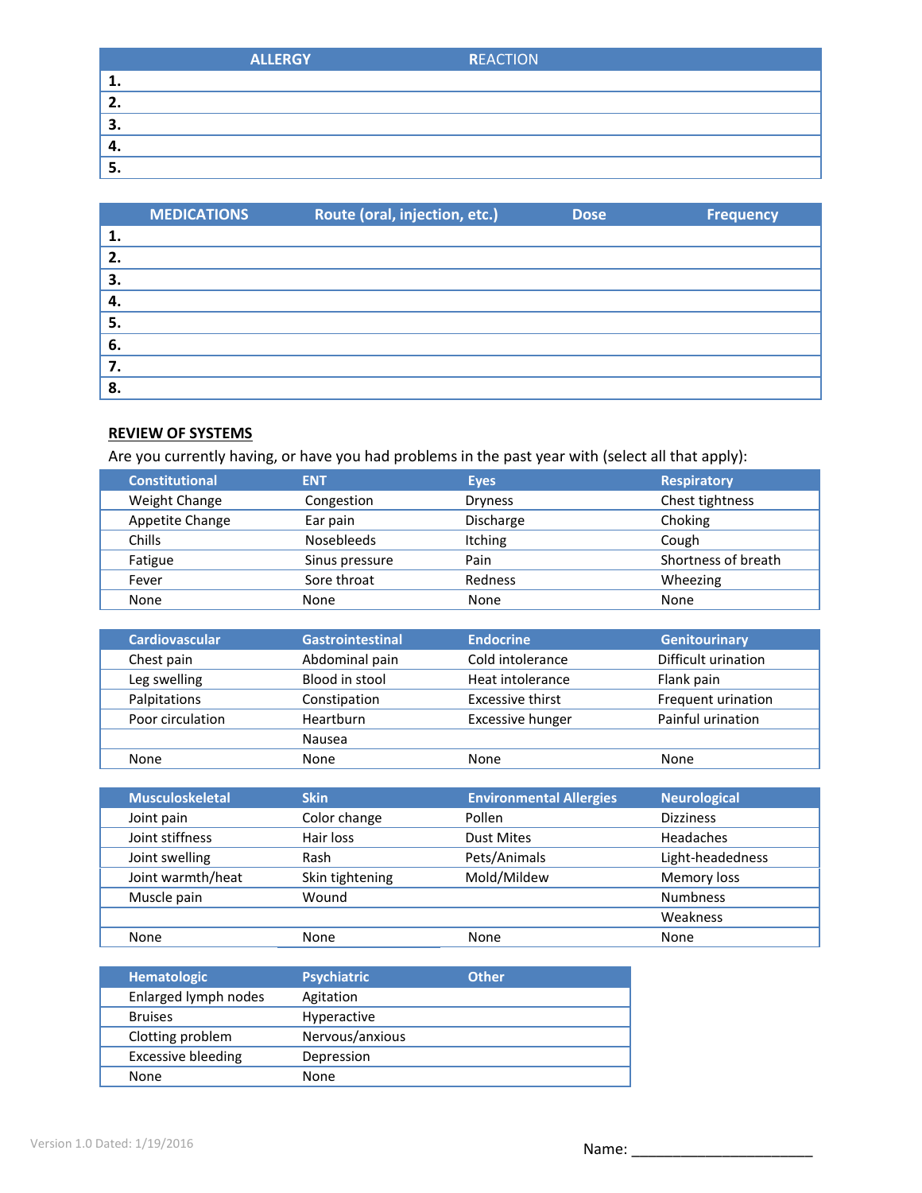| ALLERGY | REACTION |
|---|---|
| 1. | |
| 2. | |
| 3. | |
| 4. | |
| 5. | |

| MEDICATIONS | Route (oral, injection, etc.) | Dose | Frequency |
|---|---|---|---|
| 1. | | | |
| 2. | | | |
| 3. | | | |
| 4. | | | |
| 5. | | | |
| 6. | | | |
| 7. | | | |
| 8. | | | |

**REVIEW OF SYSTEMS**

Are you currently having, or have you had problems in the past year with (select all that apply):

| Constitutional | ENT | Eyes | Respiratory |
|---|---|---|---|
| Weight Change | Congestion | Dryness | Chest tightness |
| Appetite Change | Ear pain | Discharge | Choking |
| Chills | Nosebleeds | Itching | Cough |
| Fatigue | Sinus pressure | Pain | Shortness of breath |
| Fever | Sore throat | Redness | Wheezing |
| None | None | None | None |

| Cardiovascular | Gastrointestinal | Endocrine | Genitourinary |
|---|---|---|---|
| Chest pain | Abdominal pain | Cold intolerance | Difficult urination |
| Leg swelling | Blood in stool | Heat intolerance | Flank pain |
| Palpitations | Constipation | Excessive thirst | Frequent urination |
| Poor circulation | Heartburn | Excessive hunger | Painful urination |
| | Nausea | | |
| None | None | None | None |

| Musculoskeletal | Skin | Environmental Allergies | Neurological |
|---|---|---|---|
| Joint pain | Color change | Pollen | Dizziness |
| Joint stiffness | Hair loss | Dust Mites | Headaches |
| Joint swelling | Rash | Pets/Animals | Light-headedness |
| Joint warmth/heat | Skin tightening | Mold/Mildew | Memory loss |
| Muscle pain | Wound | | Numbness |
| | | | Weakness |
| None | None | None | None |

| Hematologic | Psychiatric | Other |
|---|---|---|
| Enlarged lymph nodes | Agitation | |
| Bruises | Hyperactive | |
| Clotting problem | Nervous/anxious | |
| Excessive bleeding | Depression | |
| None | None | |

Version 1.0 Dated: 1/19/2016

Name: ______________________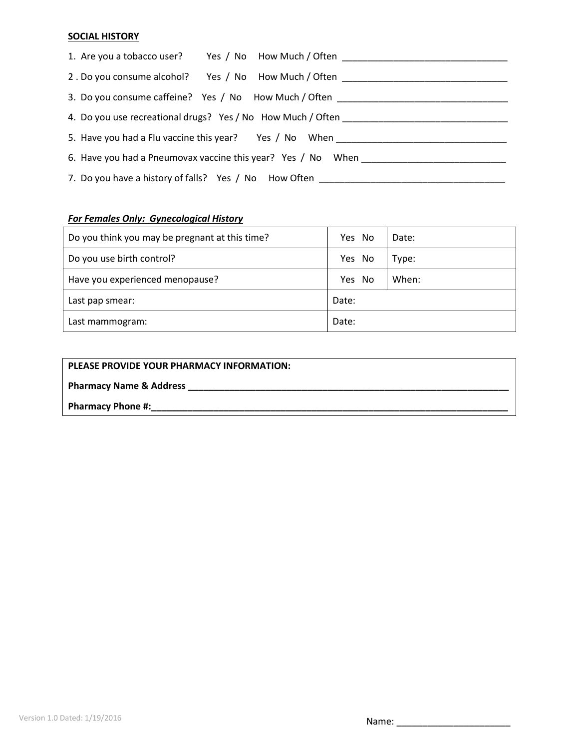**SOCIAL HISTORY**

1. Are you a tobacco user? Yes / No How Much / Often ________________________________
2. Do you consume alcohol? Yes / No How Much / Often ________________________________
3. Do you consume caffeine? Yes / No How Much / Often ________________________________
4. Do you use recreational drugs? Yes / No How Much / Often ________________________________
5. Have you had a Flu vaccine this year? Yes / No When ________________________________
6. Have you had a Pneumovax vaccine this year? Yes / No When ____________________________
7. Do you have a history of falls? Yes / No How Often ____________________________________

***For Females Only: Gynecological History***

| | | |
|---|---|---|
| Do you think you may be pregnant at this time? | Yes No | Date: |
| Do you use birth control? | Yes No | Type: |
| Have you experienced menopause? | Yes No | When: |
| Last pap smear: | Date: | |
| Last mammogram: | Date: | |

**PLEASE PROVIDE YOUR PHARMACY INFORMATION:**

**Pharmacy Name & Address ________________________________________________________________**

**Pharmacy Phone #:______________________________________________________________________**

Version 1.0 Dated: 1/19/2016

Name: ______________________